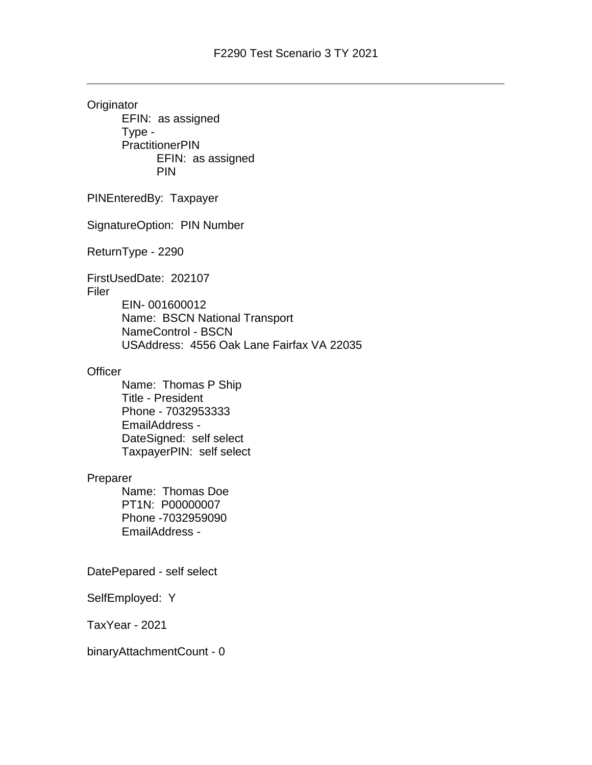# F2290 Test Scenario 3 TY 2021

---

Originator
- EFIN: as assigned
- Type -
- PractitionerPIN
  - EFIN: as assigned
  - PIN

PINEnteredBy: Taxpayer

SignatureOption: PIN Number

ReturnType - 2290

FirstUsedDate: 202107

Filer
- EIN- 001600012
- Name: BSCN National Transport
- NameControl - BSCN
- USAddress: 4556 Oak Lane Fairfax VA 22035

Officer
- Name: Thomas P Ship
- Title - President
- Phone - 7032953333
- EmailAddress -
- DateSigned: self select
- TaxpayerPIN: self select

Preparer
- Name: Thomas Doe
- PT1N: P00000007
- Phone -7032959090
- EmailAddress -

DatePepared - self select

SelfEmployed: Y

TaxYear - 2021

binaryAttachmentCount - 0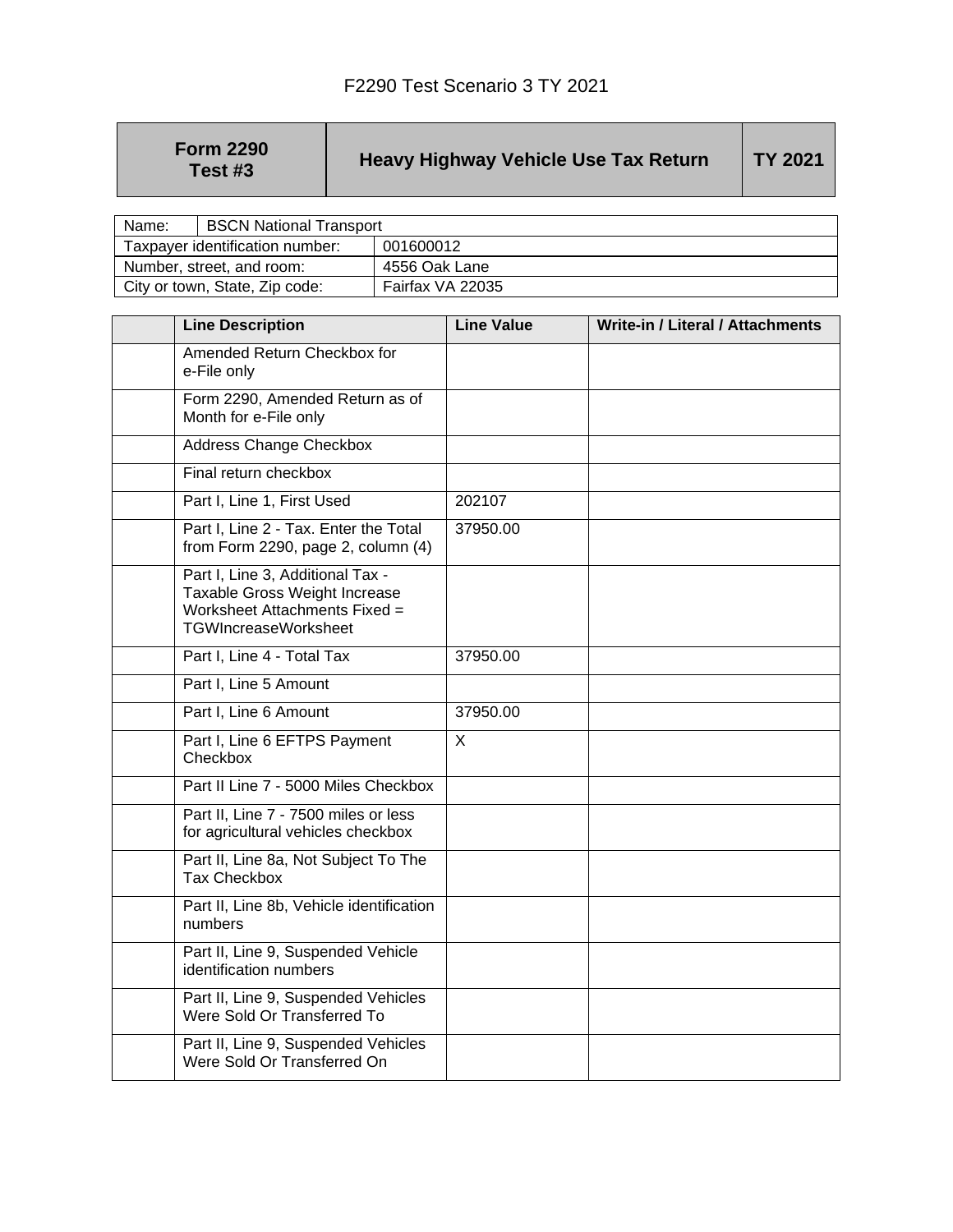F2290 Test Scenario 3 TY 2021

| Form 2290 Test #3 | Heavy Highway Vehicle Use Tax Return | TY 2021 |
|---|---|---|

| Name: | BSCN National Transport |
|---|---|
| Taxpayer identification number: | 001600012 |
| Number, street, and room: | 4556 Oak Lane |
| City or town, State, Zip code: | Fairfax VA 22035 |

| | Line Description | Line Value | Write-in / Literal / Attachments |
|---|---|---|---|
| | Amended Return Checkbox for e-File only | | |
| | Form 2290, Amended Return as of Month for e-File only | | |
| | Address Change Checkbox | | |
| | Final return checkbox | | |
| | Part I, Line 1, First Used | 202107 | |
| | Part I, Line 2 - Tax. Enter the Total from Form 2290, page 2, column (4) | 37950.00 | |
| | Part I, Line 3, Additional Tax - Taxable Gross Weight Increase Worksheet Attachments Fixed = TGWIncreaseWorksheet | | |
| | Part I, Line 4 - Total Tax | 37950.00 | |
| | Part I, Line 5 Amount | | |
| | Part I, Line 6 Amount | 37950.00 | |
| | Part I, Line 6 EFTPS Payment Checkbox | X | |
| | Part II Line 7 - 5000 Miles Checkbox | | |
| | Part II, Line 7 - 7500 miles or less for agricultural vehicles checkbox | | |
| | Part II, Line 8a, Not Subject To The Tax Checkbox | | |
| | Part II, Line 8b, Vehicle identification numbers | | |
| | Part II, Line 9, Suspended Vehicle identification numbers | | |
| | Part II, Line 9, Suspended Vehicles Were Sold Or Transferred To | | |
| | Part II, Line 9, Suspended Vehicles Were Sold Or Transferred On | | |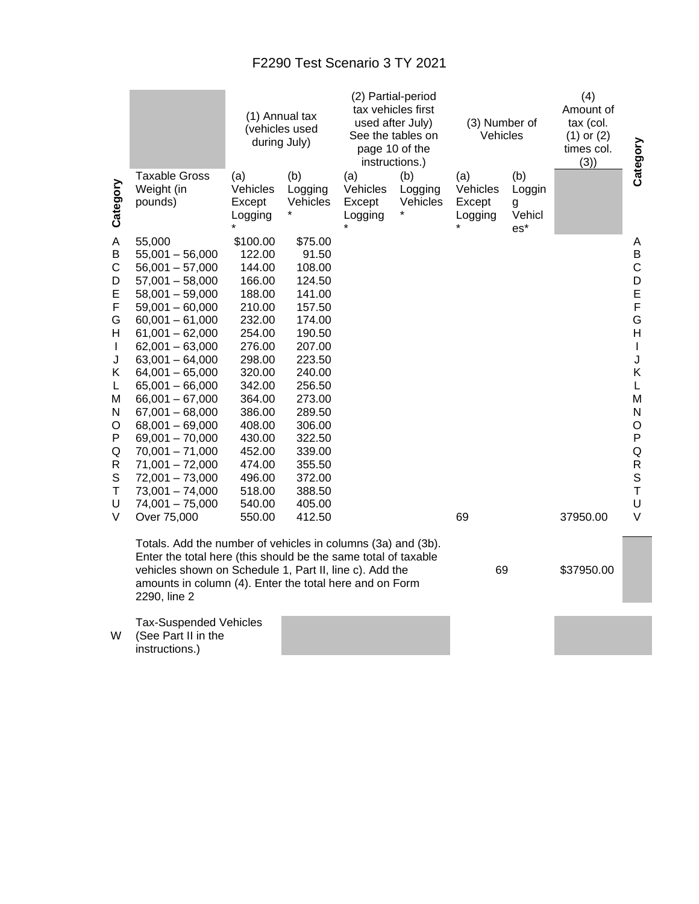# F2290 Test Scenario 3 TY 2021

| Category | Taxable Gross Weight (in pounds) | (1) Annual tax (vehicles used during July) | | (2) Partial-period tax vehicles first used after July) See the tables on page 10 of the instructions.) | | (3) Number of Vehicles | | (4) Amount of tax (col. (1) or (2) times col. (3)) | Category |
|---|---|---|---|---|---|---|---|---|---|
| | | (a) Vehicles Except Logging * | (b) Logging Vehicles * | (a) Vehicles Except Logging * | (b) Logging Vehicles * | (a) Vehicles Except Logging * | (b) Logging Vehicles* | | |
| A | 55,000 | $100.00 | $75.00 | | | | | | A |
| B | 55,001 – 56,000 | 122.00 | 91.50 | | | | | | B |
| C | 56,001 – 57,000 | 144.00 | 108.00 | | | | | | C |
| D | 57,001 – 58,000 | 166.00 | 124.50 | | | | | | D |
| E | 58,001 – 59,000 | 188.00 | 141.00 | | | | | | E |
| F | 59,001 – 60,000 | 210.00 | 157.50 | | | | | | F |
| G | 60,001 – 61,000 | 232.00 | 174.00 | | | | | | G |
| H | 61,001 – 62,000 | 254.00 | 190.50 | | | | | | H |
| I | 62,001 – 63,000 | 276.00 | 207.00 | | | | | | I |
| J | 63,001 – 64,000 | 298.00 | 223.50 | | | | | | J |
| K | 64,001 – 65,000 | 320.00 | 240.00 | | | | | | K |
| L | 65,001 – 66,000 | 342.00 | 256.50 | | | | | | L |
| M | 66,001 – 67,000 | 364.00 | 273.00 | | | | | | M |
| N | 67,001 – 68,000 | 386.00 | 289.50 | | | | | | N |
| O | 68,001 – 69,000 | 408.00 | 306.00 | | | | | | O |
| P | 69,001 – 70,000 | 430.00 | 322.50 | | | | | | P |
| Q | 70,001 – 71,000 | 452.00 | 339.00 | | | | | | Q |
| R | 71,001 – 72,000 | 474.00 | 355.50 | | | | | | R |
| S | 72,001 – 73,000 | 496.00 | 372.00 | | | | | | S |
| T | 73,001 – 74,000 | 518.00 | 388.50 | | | | | | T |
| U | 74,001 – 75,000 | 540.00 | 405.00 | | | | | | U |
| V | Over 75,000 | 550.00 | 412.50 | | | 69 | | 37950.00 | V |
| | Totals. Add the number of vehicles in columns (3a) and (3b). Enter the total here (this should be the same total of taxable vehicles shown on Schedule 1, Part II, line c). Add the amounts in column (4). Enter the total here and on Form 2290, line 2 | | | | | 69 | | $37950.00 | |
| W | Tax-Suspended Vehicles (See Part II in the instructions.) | | | | | | | | |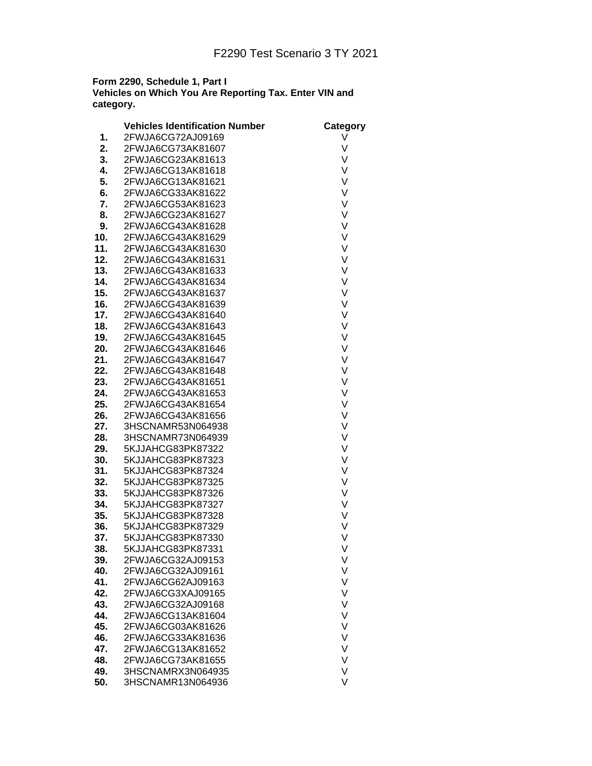# F2290 Test Scenario 3 TY 2021

**Form 2290, Schedule 1, Part I**
**Vehicles on Which You Are Reporting Tax. Enter VIN and category.**

| | Vehicles Identification Number | Category |
|---|---|---|
| **1.** | 2FWJA6CG72AJ09169 | V |
| **2.** | 2FWJA6CG73AK81607 | V |
| **3.** | 2FWJA6CG23AK81613 | V |
| **4.** | 2FWJA6CG13AK81618 | V |
| **5.** | 2FWJA6CG13AK81621 | V |
| **6.** | 2FWJA6CG33AK81622 | V |
| **7.** | 2FWJA6CG53AK81623 | V |
| **8.** | 2FWJA6CG23AK81627 | V |
| **9.** | 2FWJA6CG43AK81628 | V |
| **10.** | 2FWJA6CG43AK81629 | V |
| **11.** | 2FWJA6CG43AK81630 | V |
| **12.** | 2FWJA6CG43AK81631 | V |
| **13.** | 2FWJA6CG43AK81633 | V |
| **14.** | 2FWJA6CG43AK81634 | V |
| **15.** | 2FWJA6CG43AK81637 | V |
| **16.** | 2FWJA6CG43AK81639 | V |
| **17.** | 2FWJA6CG43AK81640 | V |
| **18.** | 2FWJA6CG43AK81643 | V |
| **19.** | 2FWJA6CG43AK81645 | V |
| **20.** | 2FWJA6CG43AK81646 | V |
| **21.** | 2FWJA6CG43AK81647 | V |
| **22.** | 2FWJA6CG43AK81648 | V |
| **23.** | 2FWJA6CG43AK81651 | V |
| **24.** | 2FWJA6CG43AK81653 | V |
| **25.** | 2FWJA6CG43AK81654 | V |
| **26.** | 2FWJA6CG43AK81656 | V |
| **27.** | 3HSCNAMR53N064938 | V |
| **28.** | 3HSCNAMR73N064939 | V |
| **29.** | 5KJJAHCG83PK87322 | V |
| **30.** | 5KJJAHCG83PK87323 | V |
| **31.** | 5KJJAHCG83PK87324 | V |
| **32.** | 5KJJAHCG83PK87325 | V |
| **33.** | 5KJJAHCG83PK87326 | V |
| **34.** | 5KJJAHCG83PK87327 | V |
| **35.** | 5KJJAHCG83PK87328 | V |
| **36.** | 5KJJAHCG83PK87329 | V |
| **37.** | 5KJJAHCG83PK87330 | V |
| **38.** | 5KJJAHCG83PK87331 | V |
| **39.** | 2FWJA6CG32AJ09153 | V |
| **40.** | 2FWJA6CG32AJ09161 | V |
| **41.** | 2FWJA6CG62AJ09163 | V |
| **42.** | 2FWJA6CG3XAJ09165 | V |
| **43.** | 2FWJA6CG32AJ09168 | V |
| **44.** | 2FWJA6CG13AK81604 | V |
| **45.** | 2FWJA6CG03AK81626 | V |
| **46.** | 2FWJA6CG33AK81636 | V |
| **47.** | 2FWJA6CG13AK81652 | V |
| **48.** | 2FWJA6CG73AK81655 | V |
| **49.** | 3HSCNAMRX3N064935 | V |
| **50.** | 3HSCNAMR13N064936 | V |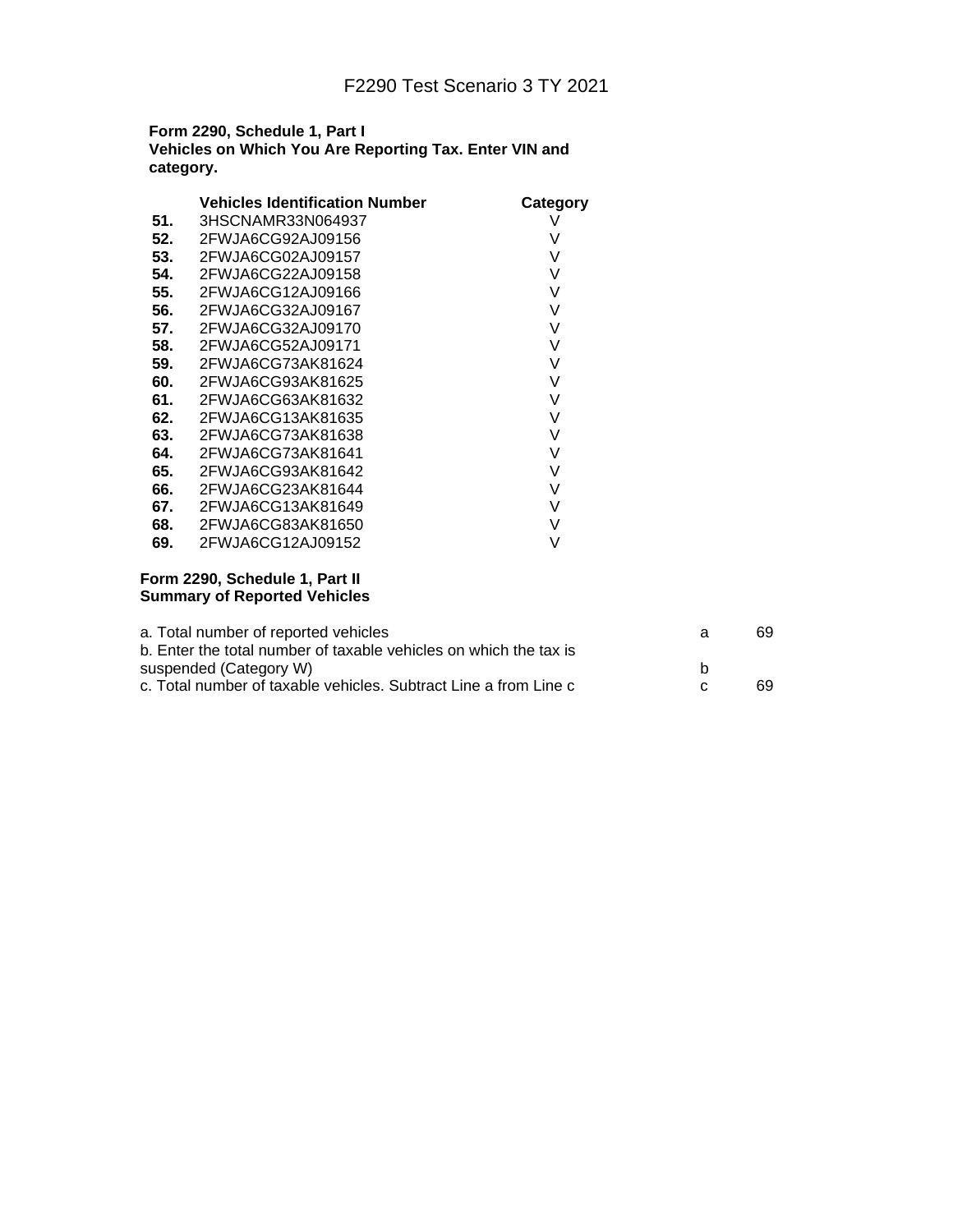# F2290 Test Scenario 3 TY 2021

**Form 2290, Schedule 1, Part I**
**Vehicles on Which You Are Reporting Tax. Enter VIN and category.**

| | Vehicles Identification Number | Category |
|---|---|---|
| **51.** | 3HSCNAMR33N064937 | V |
| **52.** | 2FWJA6CG92AJ09156 | V |
| **53.** | 2FWJA6CG02AJ09157 | V |
| **54.** | 2FWJA6CG22AJ09158 | V |
| **55.** | 2FWJA6CG12AJ09166 | V |
| **56.** | 2FWJA6CG32AJ09167 | V |
| **57.** | 2FWJA6CG32AJ09170 | V |
| **58.** | 2FWJA6CG52AJ09171 | V |
| **59.** | 2FWJA6CG73AK81624 | V |
| **60.** | 2FWJA6CG93AK81625 | V |
| **61.** | 2FWJA6CG63AK81632 | V |
| **62.** | 2FWJA6CG13AK81635 | V |
| **63.** | 2FWJA6CG73AK81638 | V |
| **64.** | 2FWJA6CG73AK81641 | V |
| **65.** | 2FWJA6CG93AK81642 | V |
| **66.** | 2FWJA6CG23AK81644 | V |
| **67.** | 2FWJA6CG13AK81649 | V |
| **68.** | 2FWJA6CG83AK81650 | V |
| **69.** | 2FWJA6CG12AJ09152 | V |

**Form 2290, Schedule 1, Part II**
**Summary of Reported Vehicles**

| | | |
|---|---|---|
| a. Total number of reported vehicles | a | 69 |
| b. Enter the total number of taxable vehicles on which the tax is suspended (Category W) | b | |
| c. Total number of taxable vehicles. Subtract Line a from Line c | c | 69 |